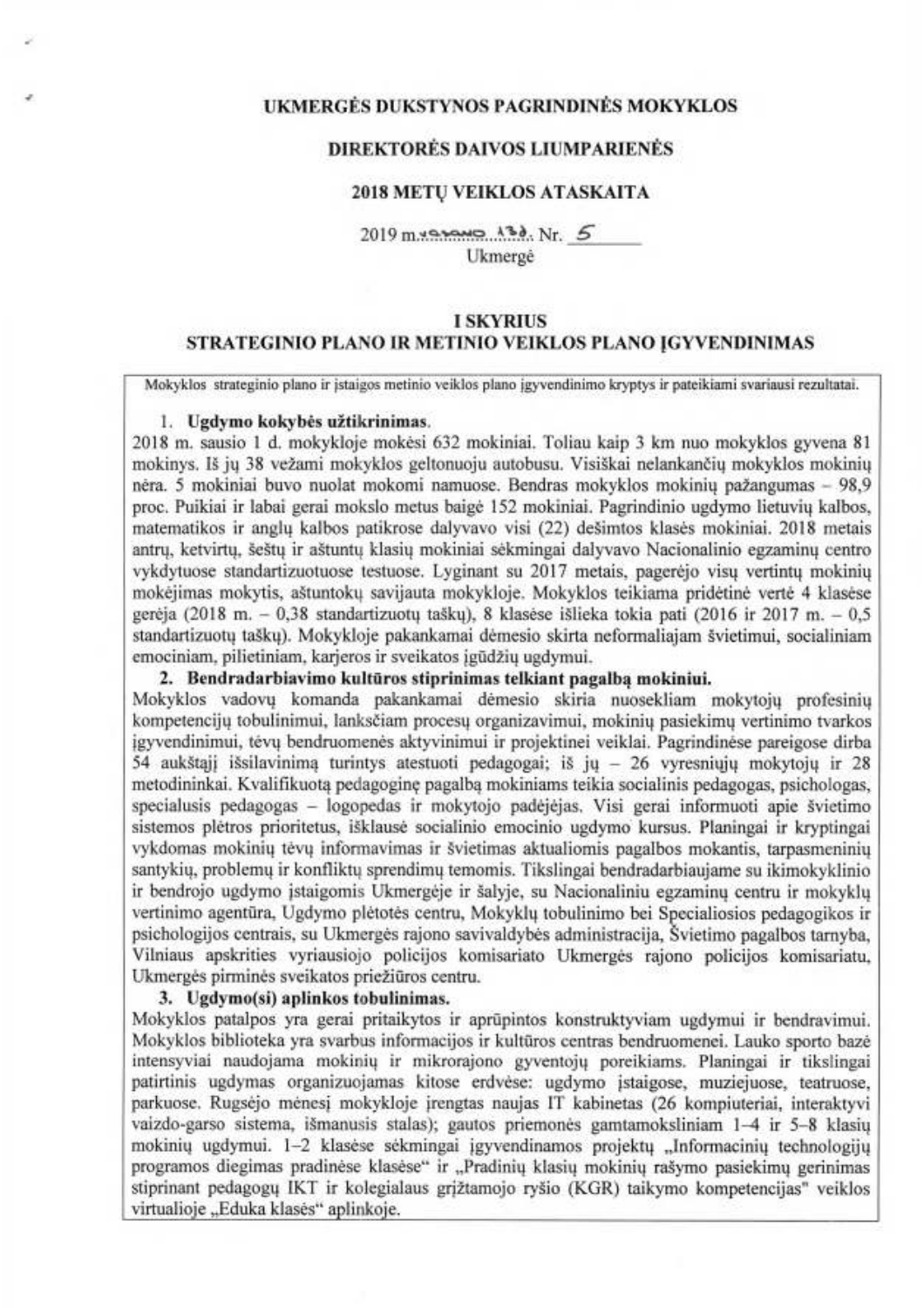**UKMERGĖS DUKSTYNOS PAGRINDINĖS MOKYKLOS**

**DIREKTORĖS DAIVOS LIUMPARIENĖS**

**2018 METŲ VEIKLOS ATASKAITA**

2019 m. sausio 31 d. Nr. 5

Ukmergė

## I SKYRIUS
## STRATEGINIO PLANO IR METINIO VEIKLOS PLANO ĮGYVENDINIMAS

Mokyklos strateginio plano ir įstaigos metinio veiklos plano įgyvendinimo kryptys ir pateikiami svariausi rezultatai.

1. **Ugdymo kokybės užtikrinimas.**

2018 m. sausio 1 d. mokykloje mokėsi 632 mokiniai. Toliau kaip 3 km nuo mokyklos gyvena 81 mokinys. Iš jų 38 vežami mokyklos geltonuoju autobusu. Visiškai nelankančių mokyklos mokinių nėra. 5 mokiniai buvo nuolat mokomi namuose. Bendras mokyklos mokinių pažangumas – 98,9 proc. Puikiai ir labai gerai mokslo metus baigė 152 mokiniai. Pagrindinio ugdymo lietuvių kalbos, matematikos ir anglų kalbos patikrose dalyvavo visi (22) dešimtos klasės mokiniai. 2018 metais antrų, ketvirtų, šeštų ir aštuntų klasių mokiniai sėkmingai dalyvavo Nacionalinio egzaminų centro vykdytuose standartizuotuose testuose. Lyginant su 2017 metais, pagerėjo visų vertintų mokinių mokėjimas mokytis, aštuntokų savijauta mokykloje. Mokyklos teikiama pridėtinė vertė 4 klasėse gerėja (2018 m. – 0,38 standartizuotų taškų), 8 klasėse išlieka tokia pati (2016 ir 2017 m. – 0,5 standartizuotų taškų). Mokykloje pakankamai dėmesio skirta neformaliajam švietimui, socialiniam emociniam, pilietiniam, karjeros ir sveikatos įgūdžių ugdymui.

2. **Bendradarbiavimo kultūros stiprinimas telkiant pagalbą mokiniui.**

Mokyklos vadovų komanda pakankamai dėmesio skiria nuosekliam mokytojų profesinių kompetencijų tobulinimui, lanksčiam procesų organizavimui, mokinių pasiekimų vertinimo tvarkos įgyvendinimui, tėvų bendruomenės aktyvinimui ir projektinei veiklai. Pagrindinėse pareigose dirba 54 aukštąjį išsilavinimą turintys atestuoti pedagogai; iš jų – 26 vyresniųjų mokytojų ir 28 metodininkai. Kvalifikuotą pedagoginę pagalbą mokiniams teikia socialinis pedagogas, psichologas, specialusis pedagogas – logopedas ir mokytojo padėjėjas. Visi gerai informuoti apie švietimo sistemos plėtros prioritetus, išklausė socialinio emocinio ugdymo kursus. Planingai ir kryptingai vykdomas mokinių tėvų informavimas ir švietimas aktualiomis pagalbos mokantis, tarpasmeninių santykių, problemų ir konfliktų sprendimų temomis. Tikslingai bendradarbiaujame su ikimokyklinio ir bendrojo ugdymo įstaigomis Ukmergėje ir šalyje, su Nacionaliniu egzaminų centru ir mokyklų vertinimo agentūra, Ugdymo plėtotės centru, Mokyklų tobulinimo bei Specialiosios pedagogikos ir psichologijos centrais, su Ukmergės rajono savivaldybės administracija, Švietimo pagalbos tarnyba, Vilniaus apskrities vyriausiojo policijos komisariato Ukmergės rajono policijos komisariatu, Ukmergės pirminės sveikatos priežiūros centru.

3. **Ugdymo(si) aplinkos tobulinimas.**

Mokyklos patalpos yra gerai pritaikytos ir aprūpintos konstruktyviam ugdymui ir bendravimui. Mokyklos biblioteka yra svarbus informacijos ir kultūros centras bendruomenei. Lauko sporto bazė intensyviai naudojama mokinių ir mikrorajono gyventojų poreikiams. Planingai ir tikslingai patirtinis ugdymas organizuojamas kitose erdvėse: ugdymo įstaigose, muziejuose, teatruose, parkuose. Rugsėjo mėnesį mokykloje įrengtas naujas IT kabinetas (26 kompiuteriai, interaktyvi vaizdo-garso sistema, išmanusis stalas); gautos priemonės gamtamoksliniam 1–4 ir 5–8 klasių mokinių ugdymui. 1–2 klasėse sėkmingai įgyvendinamos projektų „Informacinių technologijų programos diegimas pradinėse klasėse" ir „Pradinių klasių mokinių rašymo pasiekimų gerinimas stiprinant pedagogų IKT ir kolegialaus grįžtamojo ryšio (KGR) taikymo kompetencijas" veiklos virtualioje „Eduka klasės" aplinkoje.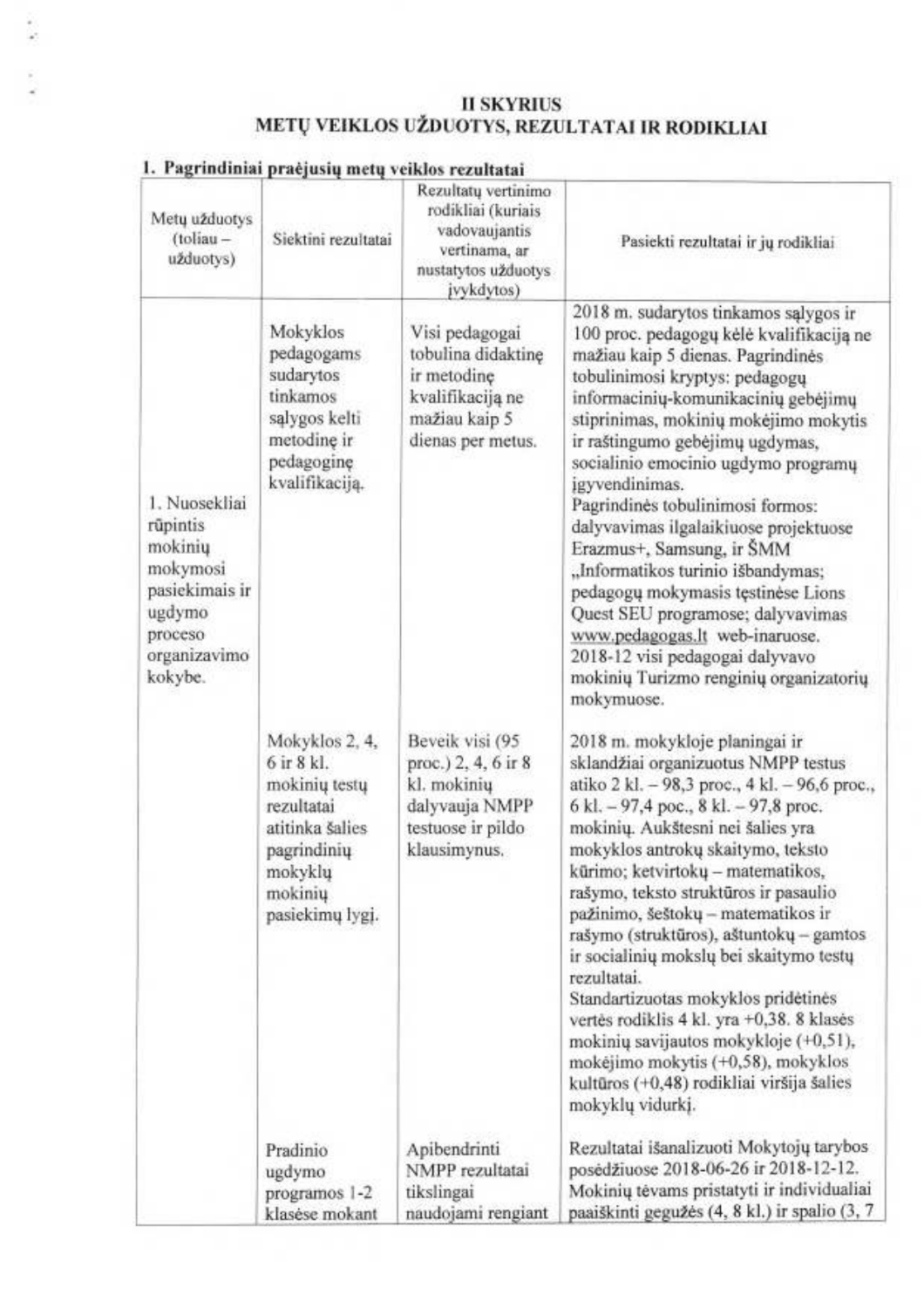# II SKYRIUS
## METŲ VEIKLOS UŽDUOTYS, REZULTATAI IR RODIKLIAI

**1. Pagrindiniai praėjusių metų veiklos rezultatai**

| Metų užduotys (toliau – užduotys) | Siektini rezultatai | Rezultatų vertinimo rodikliai (kuriais vadovaujantis vertinama, ar nustatytos užduotys įvykdytos) | Pasiekti rezultatai ir jų rodikliai |
|---|---|---|---|
| 1. Nuosekliai rūpintis mokinių mokymosi pasiekimais ir ugdymo proceso organizavimo kokybe. | Mokyklos pedagogams sudarytos tinkamos sąlygos kelti metodinę ir pedagoginę kvalifikaciją. | Visi pedagogai tobulina didaktinę ir metodinę kvalifikaciją ne mažiau kaip 5 dienas per metus. | 2018 m. sudarytos tinkamos sąlygos ir 100 proc. pedagogų kėlė kvalifikaciją ne mažiau kaip 5 dienas. Pagrindinės tobulinimosi kryptys: pedagogų informacinių-komunikacinių gebėjimų stiprinimas, mokinių mokėjimo mokytis ir raštingumo gebėjimų ugdymas, socialinio emocinio ugdymo programų įgyvendinimas. Pagrindinės tobulinimosi formos: dalyvavimas ilgalaikiuose projektuose Erazmus+, Samsung, ir ŠMM „Informatikos turinio išbandymas; pedagogų mokymasis tęstinėse Lions Quest SEU programose; dalyvavimas www.pedagogas.lt web-inaruose. 2018-12 visi pedagogai dalyvavo mokinių Turizmo renginių organizatorių mokymuose. |
| | Mokyklos 2, 4, 6 ir 8 kl. mokinių testų rezultatai atitinka šalies pagrindinių mokyklų mokinių pasiekimų lygį. | Beveik visi (95 proc.) 2, 4, 6 ir 8 kl. mokinių dalyvauja NMPP testuose ir pildo klausimynus. | 2018 m. mokykloje planingai ir sklandžiai organizuotus NMPP testus atiko 2 kl. – 98,3 proc., 4 kl. – 96,6 proc., 6 kl. – 97,4 poc., 8 kl. – 97,8 proc. mokinių. Aukštesni nei šalies yra mokyklos antrokų skaitymo, teksto kūrimo; ketvirtokų – matematikos, rašymo, teksto struktūros ir pasaulio pažinimo, šeštokų – matematikos ir rašymo (struktūros), aštuntokų – gamtos ir socialinių mokslų bei skaitymo testų rezultatai. Standartizuotas mokyklos pridėtinės vertės rodiklis 4 kl. yra +0,38. 8 klasės mokinių savijautos mokykloje (+0,51), mokėjimo mokytis (+0,58), mokyklos kultūros (+0,48) rodikliai viršija šalies mokyklų vidurkį. |
| | Pradinio ugdymo programos 1-2 klasėse mokant | Apibendrinti NMPP rezultatai tikslingai naudojami rengiant | Rezultatai išanalizuoti Mokytojų tarybos posėdžiuose 2018-06-26 ir 2018-12-12. Mokinių tėvams pristatyti ir individualiai paaiškinti gegužės (4, 8 kl.) ir spalio (3, 7 |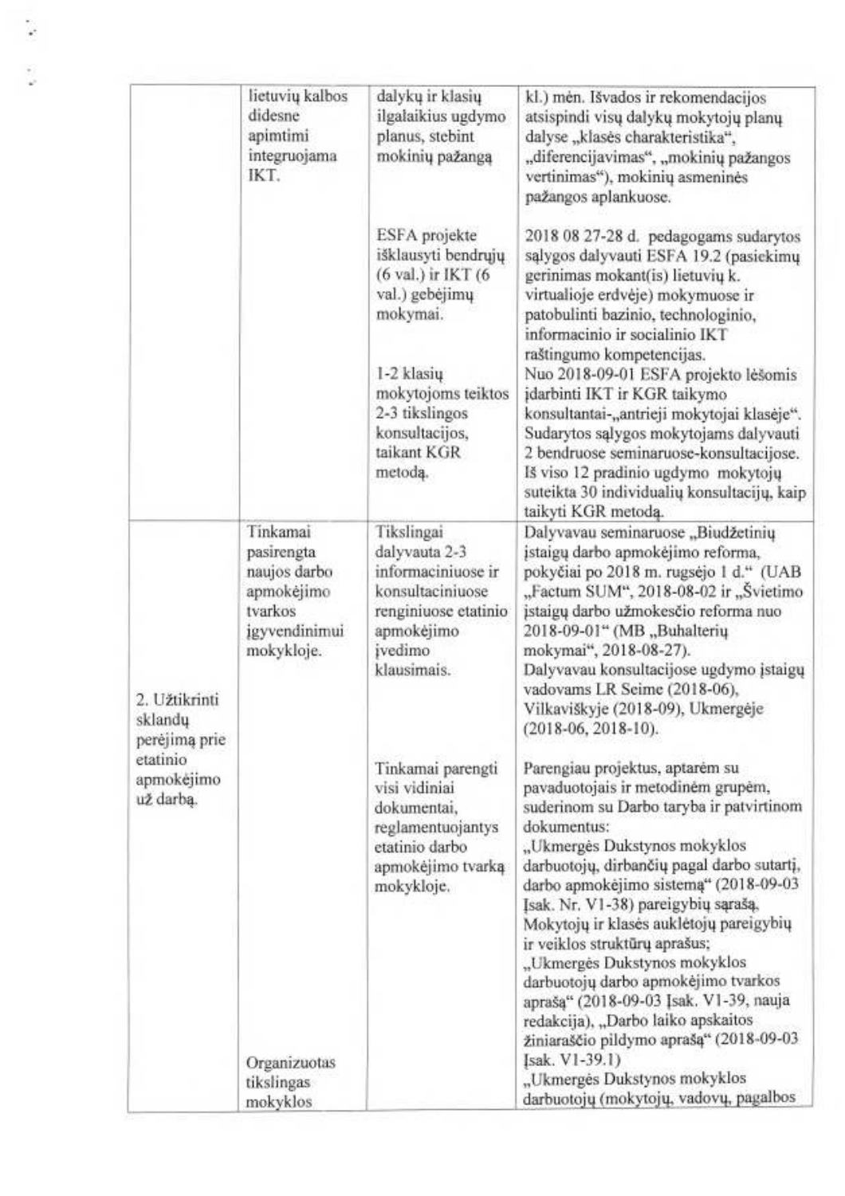| | | | |
|---|---|---|---|
| | lietuvių kalbos didesne apimtimi integruojama IKT. | dalykų ir klasių ilgalaikius ugdymo planus, stebint mokinių pažangą | kl.) mėn. Išvados ir rekomendacijos atsispindi visų dalykų mokytojų planų dalyse „klasės charakteristika“, „diferencijavimas“, „mokinių pažangos vertinimas“), mokinių asmeninės pažangos aplankuose. |
| | | ESFA projekte išklausyti bendrųjų (6 val.) ir IKT (6 val.) gebėjimų mokymai. | 2018 08 27-28 d. pedagogams sudarytos sąlygos dalyvauti ESFA 19.2 (pasiekimų gerinimas mokant(is) lietuvių k. virtualioje erdvėje) mokymuose ir patobulinti bazinio, technologinio, informacinio ir socialinio IKT raštingumo kompetencijas. |
| | | 1-2 klasių mokytojoms teiktos 2-3 tikslingos konsultacijos, taikant KGR metodą. | Nuo 2018-09-01 ESFA projekto lėšomis įdarbinti IKT ir KGR taikymo konsultantai-„antrieji mokytojai klasėje“. Sudarytos sąlygos mokytojams dalyvauti 2 bendruose seminaruose-konsultacijose. Iš viso 12 pradinio ugdymo mokytojų suteikta 30 individualių konsultacijų, kaip taikyti KGR metodą. |
| 2. Užtikrinti sklandų perėjimą prie etatinio apmokėjimo už darbą. | Tinkamai pasirengta naujos darbo apmokėjimo tvarkos įgyvendinimui mokykloje. | Tikslingai dalyvauta 2-3 informaciniuose ir konsultaciniuose renginiuose etatinio apmokėjimo įvedimo klausimais. | Dalyvavau seminaruose „Biudžetinių įstaigų darbo apmokėjimo reforma, pokyčiai po 2018 m. rugsėjo 1 d.“ (UAB „Factum SUM“, 2018-08-02 ir „Švietimo įstaigų darbo užmokesčio reforma nuo 2018-09-01“ (MB „Buhalterių mokymai“, 2018-08-27).<br>Dalyvavau konsultacijose ugdymo įstaigų vadovams LR Seime (2018-06), Vilkaviškyje (2018-09), Ukmergėje (2018-06, 2018-10). |
| | | Tinkamai parengti visi vidiniai dokumentai, reglamentuojantys etatinio darbo apmokėjimo tvarką mokykloje. | Parengiau projektus, aptarėm su pavaduotojais ir metodinėm grupėm, suderinom su Darbo taryba ir patvirtinom dokumentus:<br>„Ukmergės Dukstynos mokyklos darbuotojų, dirbančių pagal darbo sutartį, darbo apmokėjimo sistemą“ (2018-09-03 Įsak. Nr. V1-38) pareigybių sąrašą, Mokytojų ir klasės auklėtojų pareigybių ir veiklos struktūrų aprašus;<br>„Ukmergės Dukstynos mokyklos darbuotojų darbo apmokėjimo tvarkos aprašą“ (2018-09-03 Įsak. V1-39, nauja redakcija), „Darbo laiko apskaitos žiniaraščio pildymo aprašą“ (2018-09-03 Įsak. V1-39.1) |
| | Organizuotas tikslingas mokyklos | | „Ukmergės Dukstynos mokyklos darbuotojų (mokytojų, vadovų, pagalbos |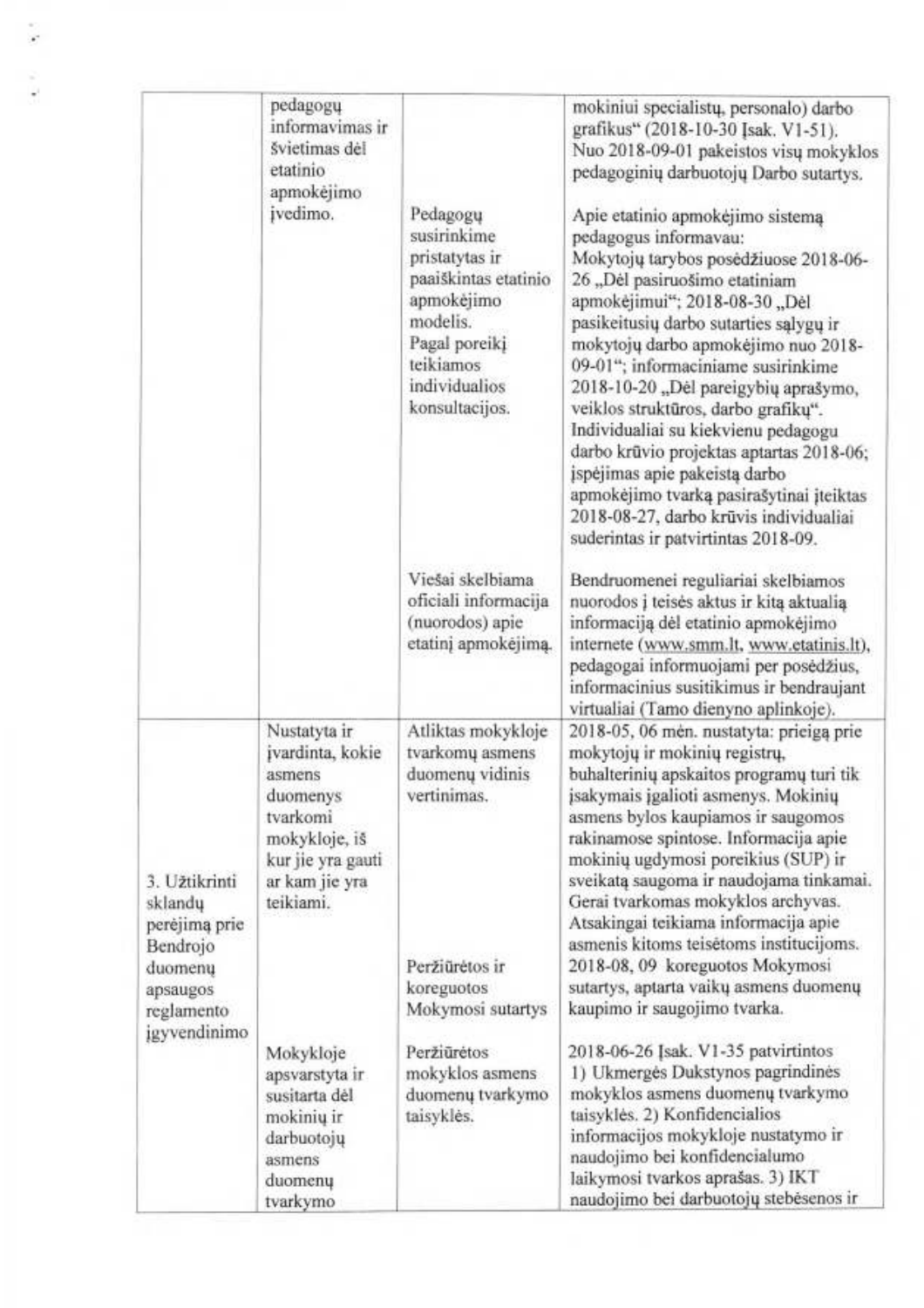| | | | |
|---|---|---|---|
| | pedagogų informavimas ir švietimas dėl etatinio apmokėjimo įvedimo. | | mokiniui specialistų, personalo) darbo grafikus" (2018-10-30 Įsak. V1-51). Nuo 2018-09-01 pakeistos visų mokyklos pedagoginių darbuotojų Darbo sutartys. |
| | | Pedagogų susirinkime pristatytas ir paaiškintas etatinio apmokėjimo modelis. Pagal poreikį teikiamos individualios konsultacijos. | Apie etatinio apmokėjimo sistemą pedagogus informavau: Mokytojų tarybos posėdžiuose 2018-06-26 „Dėl pasiruošimo etatiniam apmokėjimui"; 2018-08-30 „Dėl pasikeitusių darbo sutarties sąlygų ir mokytojų darbo apmokėjimo nuo 2018-09-01"; informaciniame susirinkime 2018-10-20 „Dėl pareigybių aprašymo, veiklos struktūros, darbo grafikų". Individualiai su kiekvienu pedagogu darbo krūvio projektas aptartas 2018-06; įspėjimas apie pakeistą darbo apmokėjimo tvarką pasirašytinai įteiktas 2018-08-27, darbo krūvis individualiai suderintas ir patvirtintas 2018-09. |
| | | Viešai skelbiama oficiali informacija (nuorodos) apie etatinį apmokėjimą. | Bendruomenei reguliariai skelbiamos nuorodos į teisės aktus ir kitą aktualią informaciją dėl etatinio apmokėjimo internete (www.smm.lt, www.etatinis.lt), pedagogai informuojami per posėdžius, informacinius susitikimus ir bendraujant virtualiai (Tamo dienyno aplinkoje). |
| 3. Užtikrinti sklandų perėjimą prie Bendrojo duomenų apsaugos reglamento įgyvendinimo | Nustatyta ir įvardinta, kokie asmens duomenys tvarkomi mokykloje, iš kur jie yra gauti ar kam jie yra teikiami. | Atliktas mokykloje tvarkomų asmens duomenų vidinis vertinimas. | 2018-05, 06 mėn. nustatyta: prieigą prie mokytojų ir mokinių registrų, buhalterinių apskaitos programų turi tik įsakymais įgalioti asmenys. Mokinių asmens bylos kaupiamos ir saugomos rakinamose spintose. Informacija apie mokinių ugdymosi poreikius (SUP) ir sveikatą saugoma ir naudojama tinkamai. Gerai tvarkomas mokyklos archyvas. Atsakingai teikiama informacija apie asmenis kitoms teisėtoms institucijoms. |
| | | Peržiūrėtos ir koreguotos Mokymosi sutartys | 2018-08, 09 koreguotos Mokymosi sutartys, aptarta vaikų asmens duomenų kaupimo ir saugojimo tvarka. |
| | Mokykloje apsvarstyta ir susitarta dėl mokinių ir darbuotojų asmens duomenų tvarkymo | Peržiūrėtos mokyklos asmens duomenų tvarkymo taisyklės. | 2018-06-26 Įsak. V1-35 patvirtintos 1) Ukmergės Dukstynos pagrindinės mokyklos asmens duomenų tvarkymo taisyklės. 2) Konfidencialios informacijos mokykloje nustatymo ir naudojimo bei konfidencialumo laikymosi tvarkos aprašas. 3) IKT naudojimo bei darbuotojų stebėsenos ir |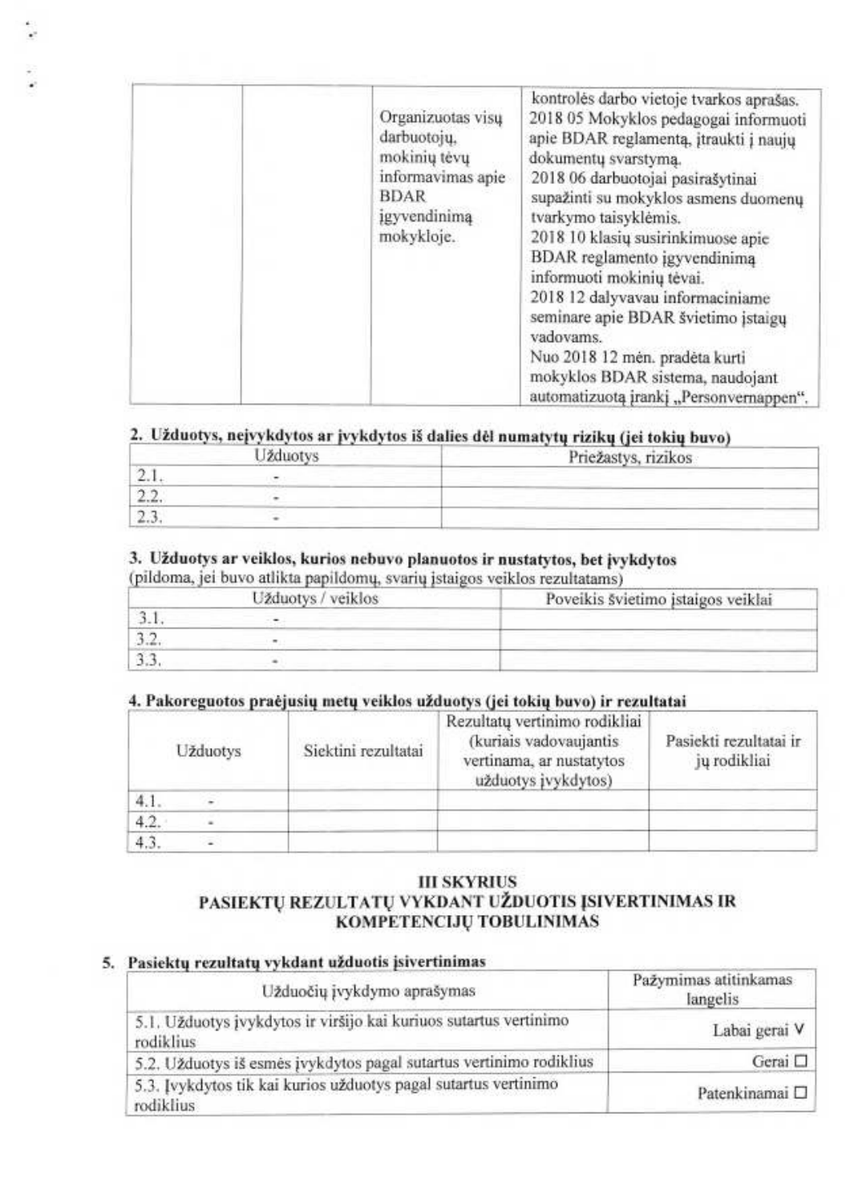|  |  | Organizuotas visų darbuotojų, mokinių tėvų informavimas apie BDAR įgyvendinimą mokykloje. | kontrolės darbo vietoje tvarkos aprašas. 2018 05 Mokyklos pedagogai informuoti apie BDAR reglamentą, įtraukti į naujų dokumentų svarstymą. 2018 06 darbuotojai pasirašytinai supažinti su mokyklos asmens duomenų tvarkymo taisyklėmis. 2018 10 klasių susirinkimuose apie BDAR reglamento įgyvendinimą informuoti mokinių tėvai. 2018 12 dalyvavau informaciniame seminare apie BDAR švietimo įstaigų vadovams. Nuo 2018 12 mėn. pradėta kurti mokyklos BDAR sistema, naudojant automatizuotą įrankį „Personvernappen". |
|---|---|---|---|

**2. Užduotys, neįvykdytos ar įvykdytos iš dalies dėl numatytų rizikų (jei tokių buvo)**

| Užduotys | Priežastys, rizikos |
|---|---|
| 2.1. - | |
| 2.2. - | |
| 2.3. - | |

**3. Užduotys ar veiklos, kurios nebuvo planuotos ir nustatytos, bet įvykdytos**
(pildoma, jei buvo atlikta papildomų, svarių įstaigos veiklos rezultatams)

| Užduotys / veiklos | Poveikis švietimo įstaigos veiklai |
|---|---|
| 3.1. - | |
| 3.2. - | |
| 3.3. - | |

**4. Pakoreguotos praėjusių metų veiklos užduotys (jei tokių buvo) ir rezultatai**

| Užduotys | Siektini rezultatai | Rezultatų vertinimo rodikliai (kuriais vadovaujantis vertinama, ar nustatytos užduotys įvykdytos) | Pasiekti rezultatai ir jų rodikliai |
|---|---|---|---|
| 4.1. - | | | |
| 4.2. - | | | |
| 4.3. - | | | |

## III SKYRIUS
## PASIEKTŲ REZULTATŲ VYKDANT UŽDUOTIS ĮSIVERTINIMAS IR KOMPETENCIJŲ TOBULINIMAS

**5. Pasiektų rezultatų vykdant užduotis įsivertinimas**

| Užduočių įvykdymo aprašymas | Pažymimas atitinkamas langelis |
|---|---|
| 5.1. Užduotys įvykdytos ir viršijo kai kuriuos sutartus vertinimo rodiklius | Labai gerai V |
| 5.2. Užduotys iš esmės įvykdytos pagal sutartus vertinimo rodiklius | Gerai ☐ |
| 5.3. Įvykdytos tik kai kurios užduotys pagal sutartus vertinimo rodiklius | Patenkinamai ☐ |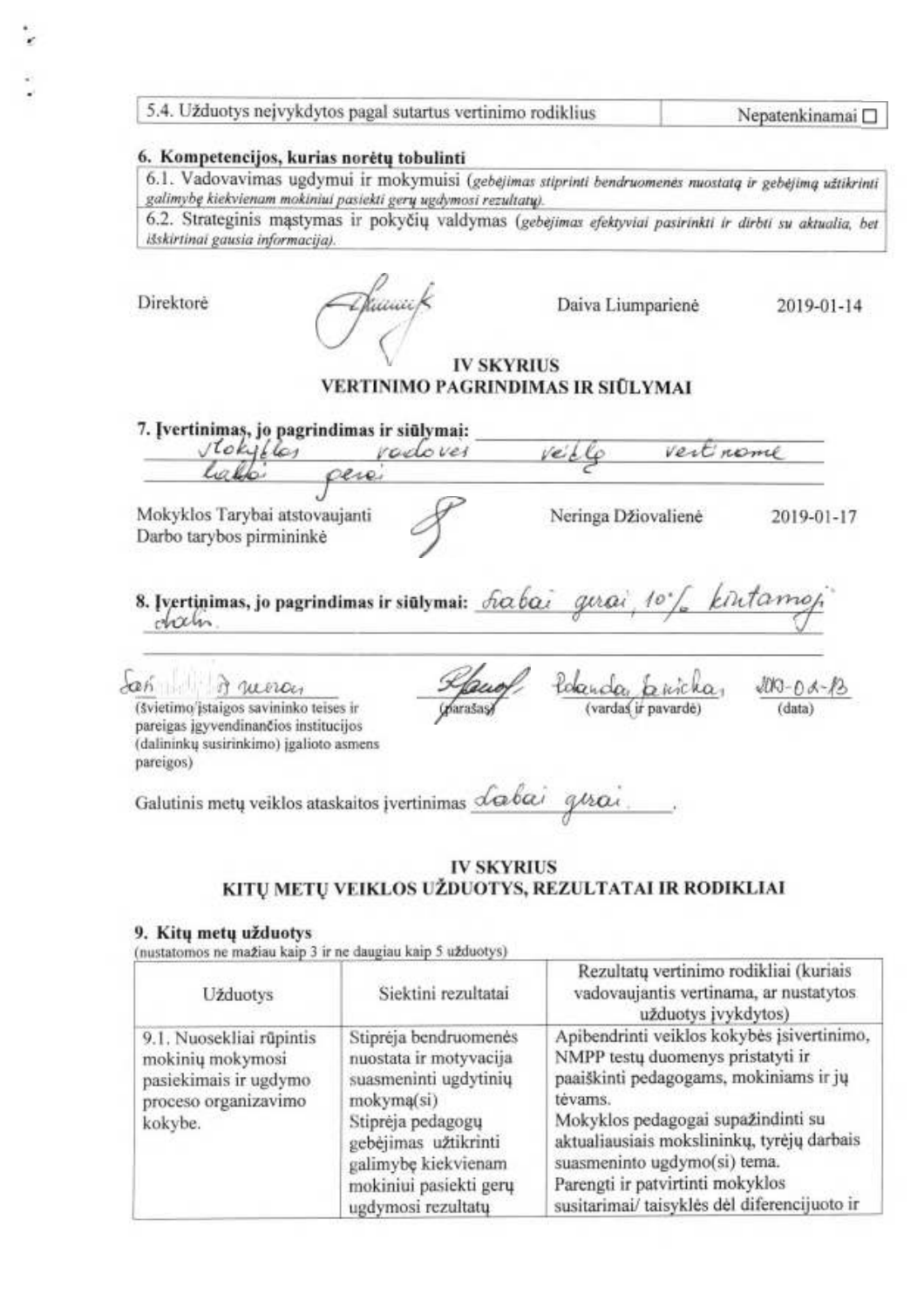| 5.4. Užduotys neįvykdytos pagal sutartus vertinimo rodiklius | Nepatenkinamai ☐ |
|---|---|

**6. Kompetencijos, kurias norėtų tobulinti**

| |
|---|
| 6.1. Vadovavimas ugdymui ir mokymuisi (*gebėjimas stiprinti bendruomenės nuostatą ir gebėjimą užtikrinti galimybę kiekvienam mokiniui pasiekti gerų ugdymosi rezultatų*). |
| 6.2. Strateginis mąstymas ir pokyčių valdymas (*gebėjimas efektyviai pasirinkti ir dirbti su aktualia, bet išskirtinai gausia informacija*). |

Direktorė Daiva Liumparienė 2019-01-14

## IV SKYRIUS
## VERTINIMO PAGRINDIMAS IR SIŪLYMAI

**7. Įvertinimas, jo pagrindimas ir siūlymai:** Mokyklos vadovės veiklą vertiname labai gerai

Mokyklos Tarybai atstovaujanti Darbo tarybos pirmininkė Neringa Džiovalienė 2019-01-17

**8. Įvertinimas, jo pagrindimas ir siūlymai:** Labai gerai, 10 % kintamoji dalis.

Sav... meras Rolanda ... 2019-02-13
(švietimo įstaigos savininko teises ir pareigas įgyvendinančios institucijos (dalininkų susirinkimo) įgalioto asmens pareigos) (parašas) (vardas ir pavardė) (data)

Galutinis metų veiklos ataskaitos įvertinimas labai gerai.

## IV SKYRIUS
## KITŲ METŲ VEIKLOS UŽDUOTYS, REZULTATAI IR RODIKLIAI

**9. Kitų metų užduotys**
(nustatomos ne mažiau kaip 3 ir ne daugiau kaip 5 užduotys)

| Užduotys | Siektini rezultatai | Rezultatų vertinimo rodikliai (kuriais vadovaujantis vertinama, ar nustatytos užduotys įvykdytos) |
|---|---|---|
| 9.1. Nuosekliai rūpintis mokinių mokymosi pasiekimais ir ugdymo proceso organizavimo kokybe. | Stiprėja bendruomenės nuostata ir motyvacija suasmeninti ugdytinių mokymą(si)<br>Stiprėja pedagogų gebėjimas užtikrinti galimybę kiekvienam mokiniui pasiekti gerų ugdymosi rezultatų | Apibendrinti veiklos kokybės įsivertinimo, NMPP testų duomenys pristatyti ir paaiškinti pedagogams, mokiniams ir jų tėvams.<br>Mokyklos pedagogai supažindinti su aktualiausiais mokslininkų, tyrėjų darbais suasmeninto ugdymo(si) tema.<br>Parengti ir patvirtinti mokyklos susitarimai/ taisyklės dėl diferencijuoto ir |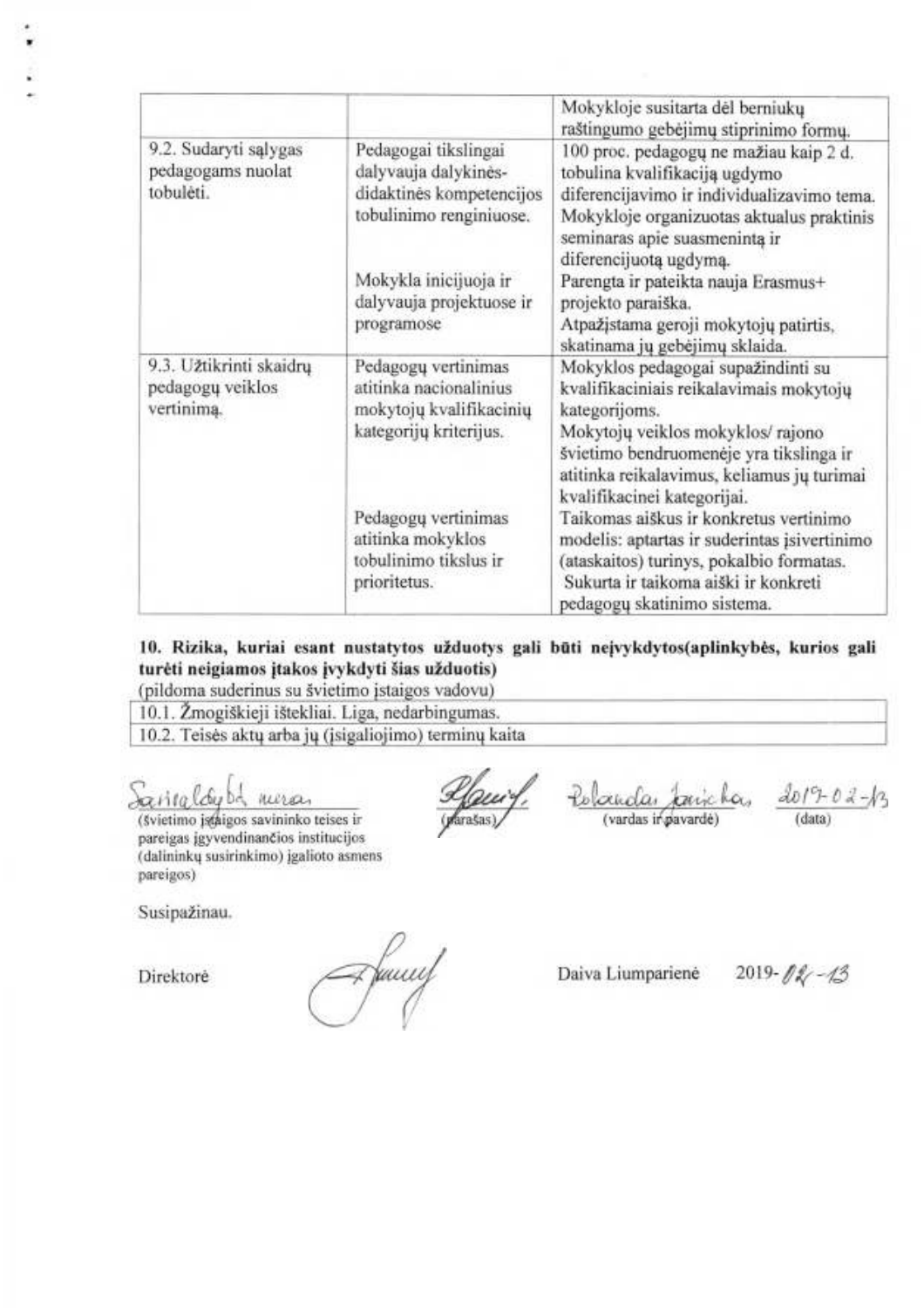| | | |
|---|---|---|
| | | Mokykloje susitarta dėl berniukų raštingumo gebėjimų stiprinimo formų. |
| 9.2. Sudaryti sąlygas pedagogams nuolat tobulėti. | Pedagogai tikslingai dalyvauja dalykinės-didaktinės kompetencijos tobulinimo renginiuose. | 100 proc. pedagogų ne mažiau kaip 2 d. tobulina kvalifikaciją ugdymo diferencijavimo ir individualizavimo tema. Mokykloje organizuotas aktualus praktinis seminaras apie suasmenintą ir diferencijuotą ugdymą. |
| | Mokykla inicijuoja ir dalyvauja projektuose ir programose | Parengta ir pateikta nauja Erasmus+ projekto paraiška. Atpažįstama geroji mokytojų patirtis, skatinama jų gebėjimų sklaida. |
| 9.3. Užtikrinti skaidrų pedagogų veiklos vertinimą. | Pedagogų vertinimas atitinka nacionalinius mokytojų kvalifikacinių kategorijų kriterijus. | Mokyklos pedagogai supažindinti su kvalifikaciniais reikalavimais mokytojų kategorijoms. Mokytojų veiklos mokyklos/ rajono švietimo bendruomenėje yra tikslinga ir atitinka reikalavimus, keliamus jų turimai kvalifikacinei kategorijai. |
| | Pedagogų vertinimas atitinka mokyklos tobulinimo tikslus ir prioritetus. | Taikomas aiškus ir konkretus vertinimo modelis: aptartas ir suderintas įsivertinimo (ataskaitos) turinys, pokalbio formatas. Sukurta ir taikoma aiški ir konkreti pedagogų skatinimo sistema. |

**10. Rizika, kuriai esant nustatytos užduotys gali būti neįvykdytos(aplinkybės, kurios gali turėti neigiamos įtakos įvykdyti šias užduotis)**

(pildoma suderinus su švietimo įstaigos vadovu)

| |
|---|
| 10.1. Žmogiškieji ištekliai. Liga, nedarbingumas. |
| 10.2. Teisės aktų arba jų (įsigaliojimo) terminų kaita |

Savivaldybės meras
(švietimo įstaigos savininko teises ir pareigas įgyvendinančios institucijos (dalininkų susirinkimo) įgalioto asmens pareigos)

(parašas)

Rolanda Janickas
(vardas ir pavardė)

2019-02-13
(data)

Susipažinau.

Direktorė Daiva Liumparienė 2019-02-13